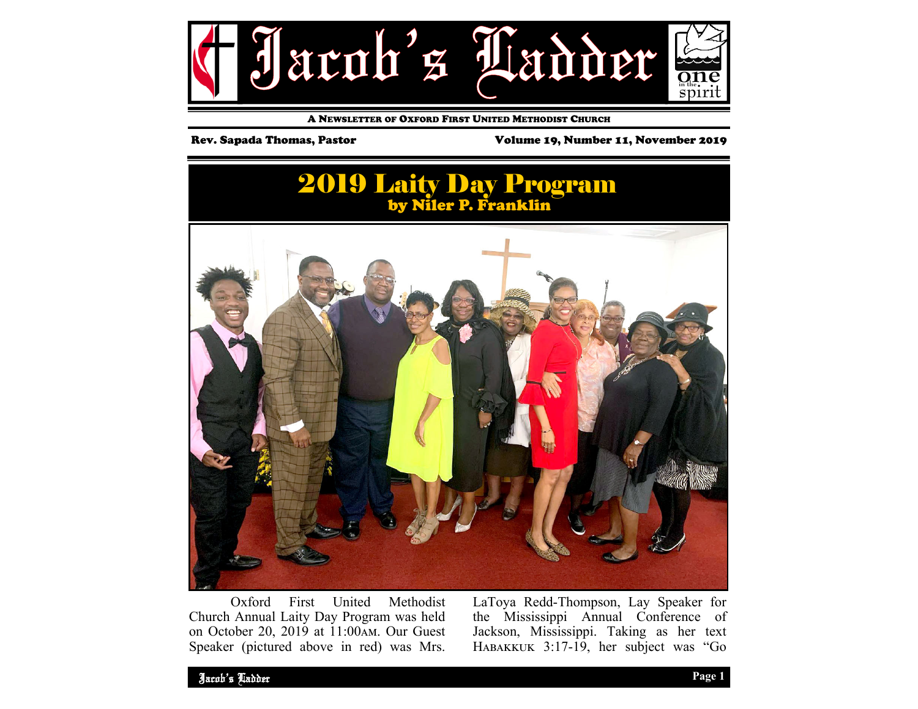# Jacob's Ladder

A NEWSLETTER OF OXFORD FIRST UNITED METHODIST CHURCH

**Rev. Sapada Thomas, Pastor** **Volume 19, Number 11, November 2019**

## 2019 Laity Day Program

**by Niler P. Franklin**

Oxford First United Methodist Church Annual Laity Day Program was held on October 20, 2019 at 11:00AM. Our Guest Speaker (pictured above in red) was Mrs. LaToya Redd-Thompson, Lay Speaker for the Mississippi Annual Conference of Jackson, Mississippi. Taking as her text HABAKKUK 3:17-19, her subject was "Go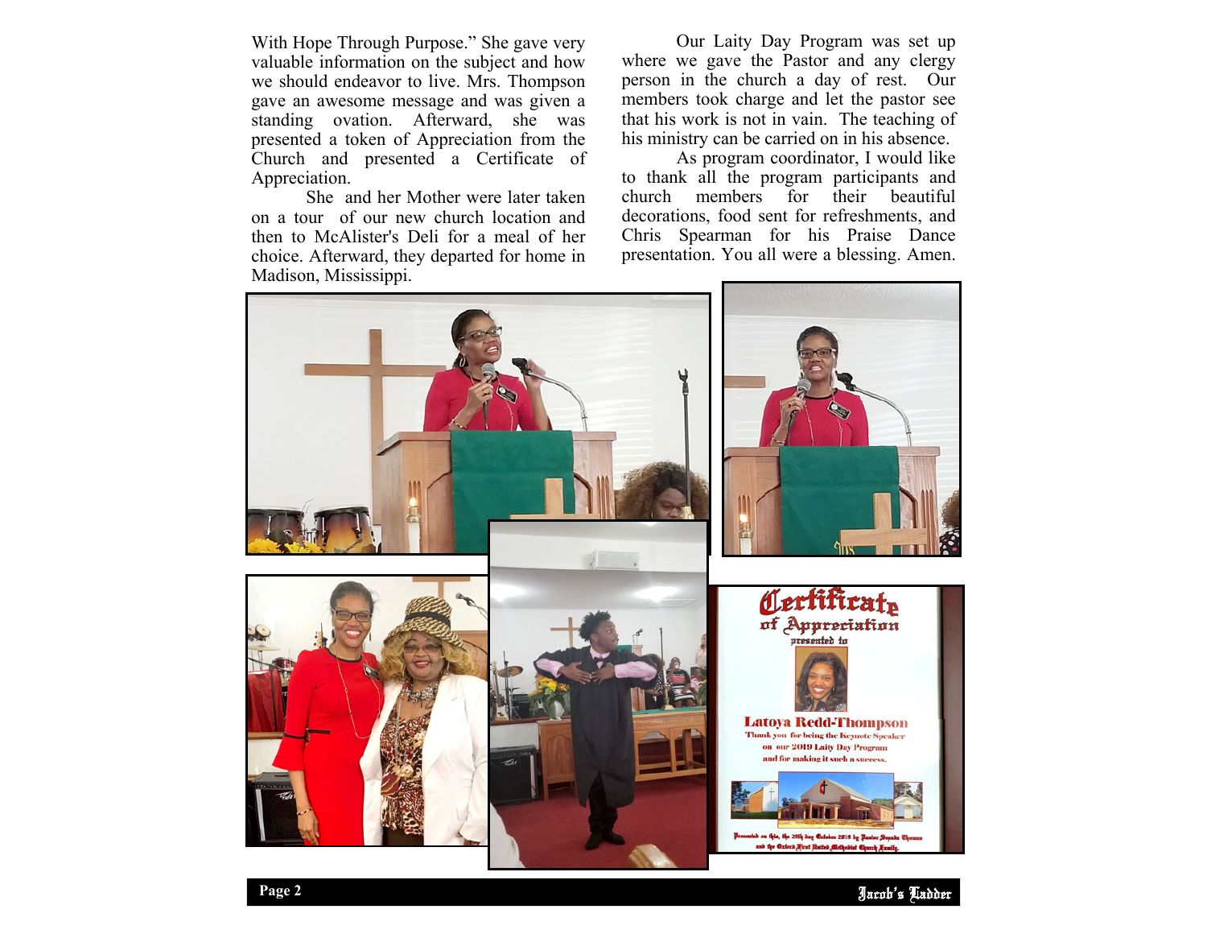With Hope Through Purpose." She gave very valuable information on the subject and how we should endeavor to live. Mrs. Thompson gave an awesome message and was given a standing ovation. Afterward, she was presented a token of Appreciation from the Church and presented a Certificate of Appreciation.

She and her Mother were later taken on a tour of our new church location and then to McAlister's Deli for a meal of her choice. Afterward, they departed for home in Madison, Mississippi.

Our Laity Day Program was set up where we gave the Pastor and any clergy person in the church a day of rest. Our members took charge and let the pastor see that his work is not in vain. The teaching of his ministry can be carried on in his absence.

As program coordinator, I would like to thank all the program participants and church members for their beautiful decorations, food sent for refreshments, and Chris Spearman for his Praise Dance presentation. You all were a blessing. Amen.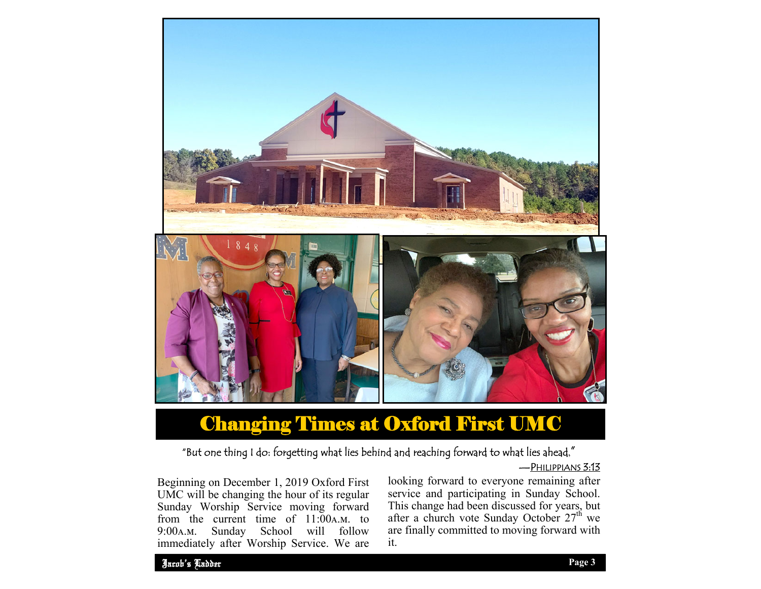# Changing Times at Oxford First UMC

"But one thing I do: forgetting what lies behind and reaching forward to what lies ahead."

—PHILIPPIANS 3:13

Beginning on December 1, 2019 Oxford First UMC will be changing the hour of its regular Sunday Worship Service moving forward from the current time of 11:00A.M. to 9:00A.M. Sunday School will follow immediately after Worship Service. We are looking forward to everyone remaining after service and participating in Sunday School. This change had been discussed for years, but after a church vote Sunday October 27th we are finally committed to moving forward with it.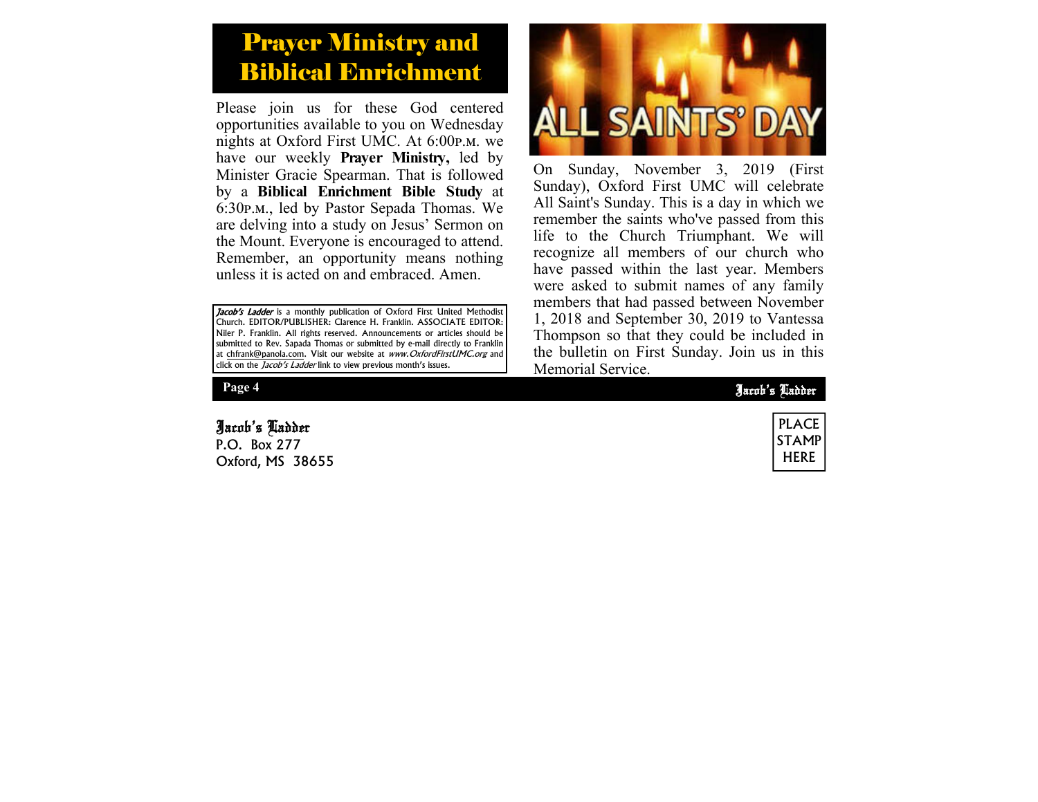## Prayer Ministry and Biblical Enrichment

Please join us for these God centered opportunities available to you on Wednesday nights at Oxford First UMC. At 6:00P.M. we have our weekly **Prayer Ministry,** led by Minister Gracie Spearman. That is followed by a **Biblical Enrichment Bible Study** at 6:30P.M., led by Pastor Sepada Thomas. We are delving into a study on Jesus' Sermon on the Mount. Everyone is encouraged to attend. Remember, an opportunity means nothing unless it is acted on and embraced. Amen.

*Jacob's Ladder* is a monthly publication of Oxford First United Methodist Church. EDITOR/PUBLISHER: Clarence H. Franklin. ASSOCIATE EDITOR: Niler P. Franklin. All rights reserved. Announcements or articles should be submitted to Rev. Sapada Thomas or submitted by e-mail directly to Franklin at chfrank@panola.com. Visit our website at *www.OxfordFirstUMC.org* and click on the *Jacob's Ladder* link to view previous month's issues.

## ALL SAINTS' DAY

On Sunday, November 3, 2019 (First Sunday), Oxford First UMC will celebrate All Saint's Sunday. This is a day in which we remember the saints who've passed from this life to the Church Triumphant. We will recognize all members of our church who have passed within the last year. Members were asked to submit names of any family members that had passed between November 1, 2018 and September 30, 2019 to Vantessa Thompson so that they could be included in the bulletin on First Sunday. Join us in this Memorial Service.

Jacob's Ladder
P.O. Box 277
Oxford, MS 38655

PLACE STAMP HERE